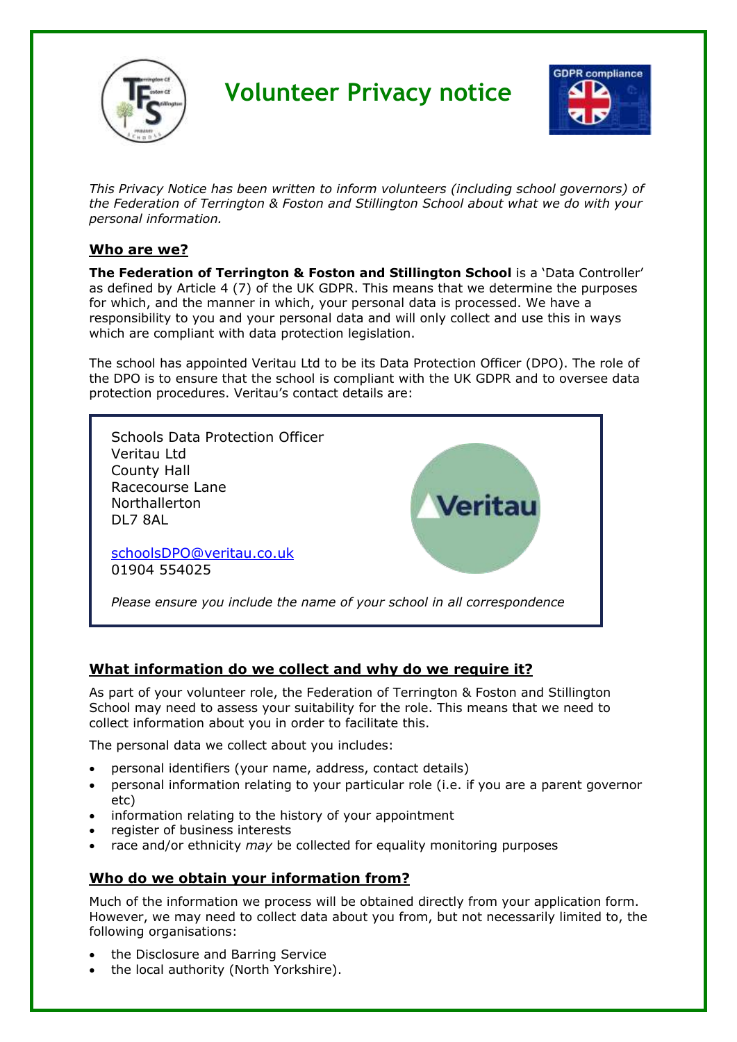# Volunteer Privacy notice

*This Privacy Notice has been written to inform volunteers (including school governors) of the Federation of Terrington & Foston and Stillington School about what we do with your personal information.*

## Who are we?

**The Federation of Terrington & Foston and Stillington School** is a 'Data Controller' as defined by Article 4 (7) of the UK GDPR. This means that we determine the purposes for which, and the manner in which, your personal data is processed. We have a responsibility to you and your personal data and will only collect and use this in ways which are compliant with data protection legislation.

The school has appointed Veritau Ltd to be its Data Protection Officer (DPO). The role of the DPO is to ensure that the school is compliant with the UK GDPR and to oversee data protection procedures. Veritau's contact details are:

Schools Data Protection Officer
Veritau Ltd
County Hall
Racecourse Lane
Northallerton
DL7 8AL

schoolsDPO@veritau.co.uk
01904 554025

*Please ensure you include the name of your school in all correspondence*

## What information do we collect and why do we require it?

As part of your volunteer role, the Federation of Terrington & Foston and Stillington School may need to assess your suitability for the role. This means that we need to collect information about you in order to facilitate this.

The personal data we collect about you includes:

- personal identifiers (your name, address, contact details)
- personal information relating to your particular role (i.e. if you are a parent governor etc)
- information relating to the history of your appointment
- register of business interests
- race and/or ethnicity *may* be collected for equality monitoring purposes

## Who do we obtain your information from?

Much of the information we process will be obtained directly from your application form. However, we may need to collect data about you from, but not necessarily limited to, the following organisations:

- the Disclosure and Barring Service
- the local authority (North Yorkshire).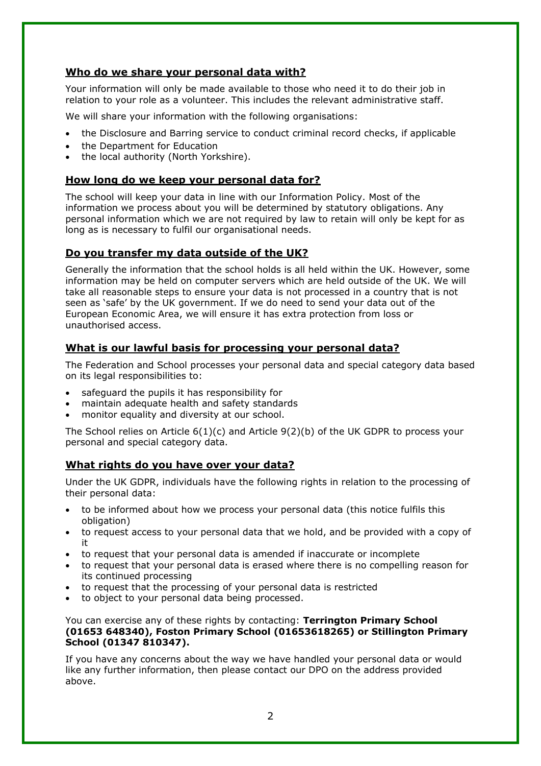## Who do we share your personal data with?

Your information will only be made available to those who need it to do their job in relation to your role as a volunteer. This includes the relevant administrative staff.

We will share your information with the following organisations:

- the Disclosure and Barring service to conduct criminal record checks, if applicable
- the Department for Education
- the local authority (North Yorkshire).

## How long do we keep your personal data for?

The school will keep your data in line with our Information Policy. Most of the information we process about you will be determined by statutory obligations. Any personal information which we are not required by law to retain will only be kept for as long as is necessary to fulfil our organisational needs.

## Do you transfer my data outside of the UK?

Generally the information that the school holds is all held within the UK. However, some information may be held on computer servers which are held outside of the UK. We will take all reasonable steps to ensure your data is not processed in a country that is not seen as 'safe' by the UK government. If we do need to send your data out of the European Economic Area, we will ensure it has extra protection from loss or unauthorised access.

## What is our lawful basis for processing your personal data?

The Federation and School processes your personal data and special category data based on its legal responsibilities to:

- safeguard the pupils it has responsibility for
- maintain adequate health and safety standards
- monitor equality and diversity at our school.

The School relies on Article 6(1)(c) and Article 9(2)(b) of the UK GDPR to process your personal and special category data.

## What rights do you have over your data?

Under the UK GDPR, individuals have the following rights in relation to the processing of their personal data:

- to be informed about how we process your personal data (this notice fulfils this obligation)
- to request access to your personal data that we hold, and be provided with a copy of it
- to request that your personal data is amended if inaccurate or incomplete
- to request that your personal data is erased where there is no compelling reason for its continued processing
- to request that the processing of your personal data is restricted
- to object to your personal data being processed.

You can exercise any of these rights by contacting: **Terrington Primary School (01653 648340), Foston Primary School (01653618265) or Stillington Primary School (01347 810347).**

If you have any concerns about the way we have handled your personal data or would like any further information, then please contact our DPO on the address provided above.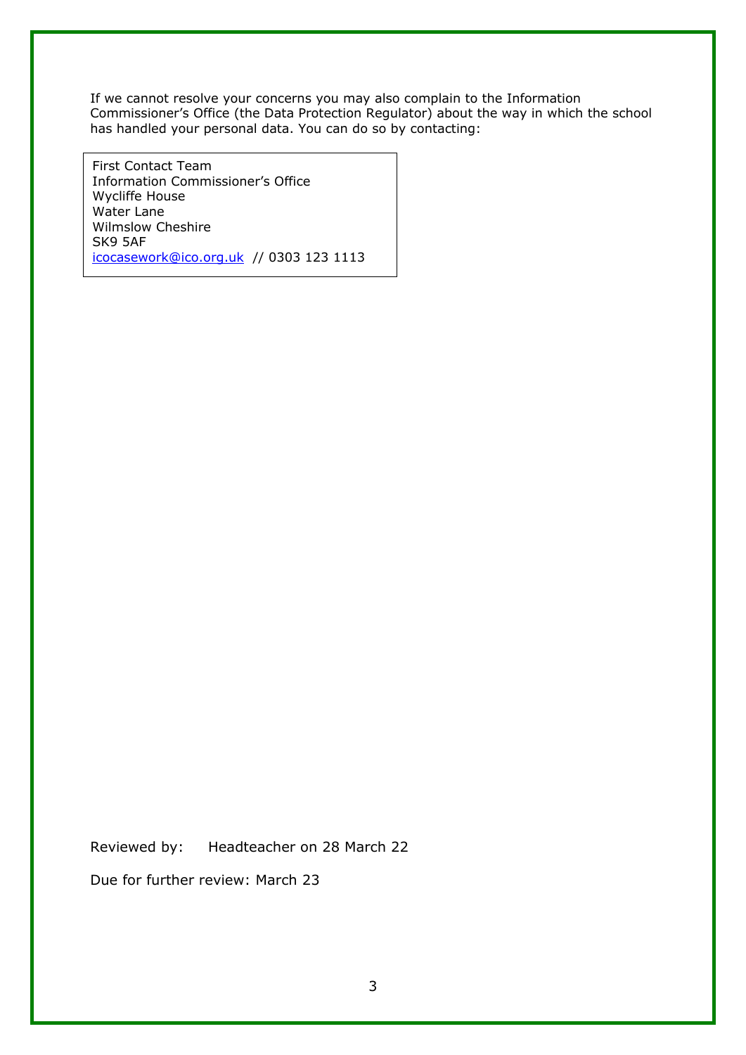If we cannot resolve your concerns you may also complain to the Information Commissioner's Office (the Data Protection Regulator) about the way in which the school has handled your personal data. You can do so by contacting:

First Contact Team
Information Commissioner's Office
Wycliffe House
Water Lane
Wilmslow Cheshire
SK9 5AF
icocasework@ico.org.uk // 0303 123 1113

Reviewed by: Headteacher on 28 March 22

Due for further review: March 23